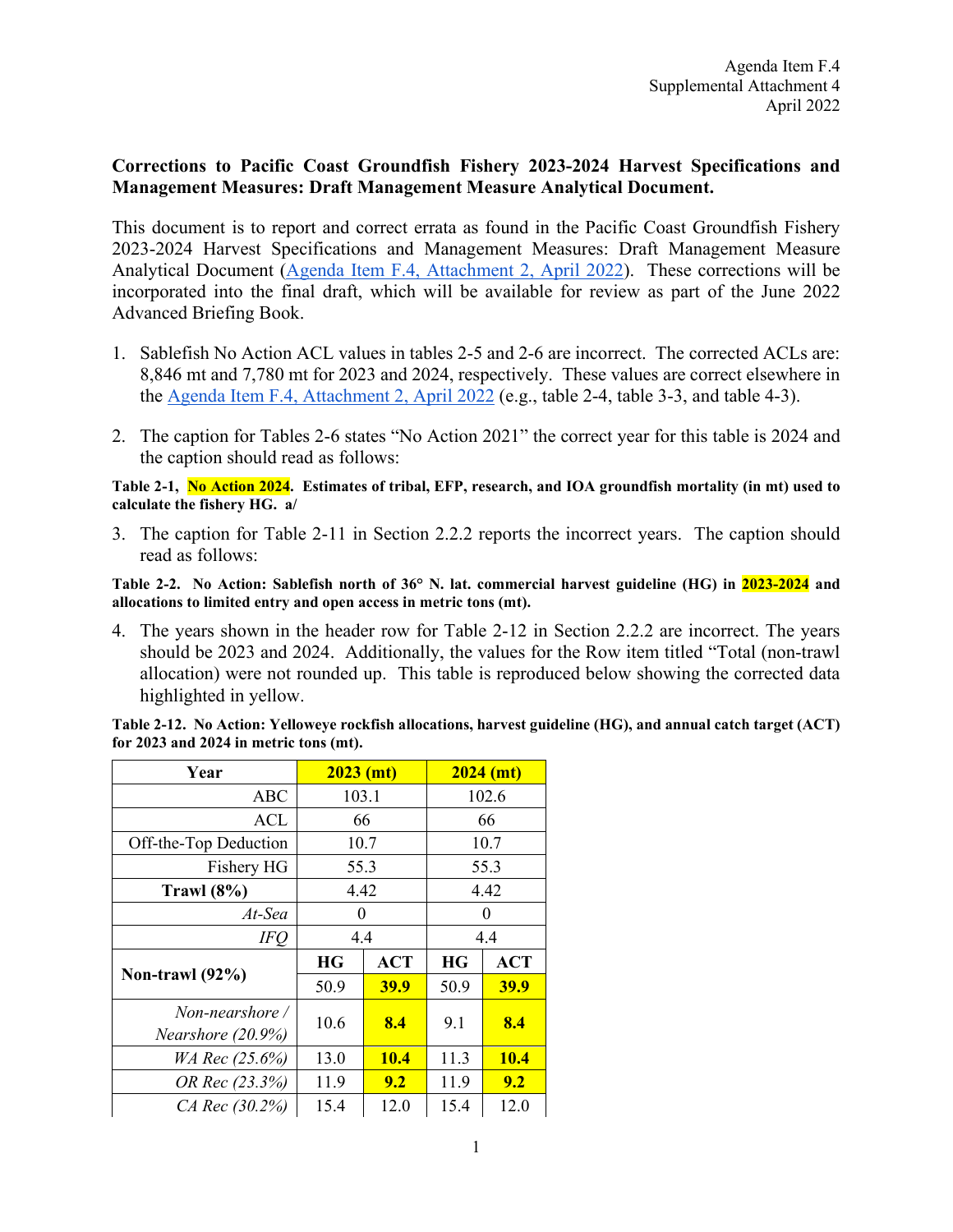Agenda Item F.4
Supplemental Attachment 4
April 2022

**Corrections to Pacific Coast Groundfish Fishery 2023-2024 Harvest Specifications and Management Measures: Draft Management Measure Analytical Document.**

This document is to report and correct errata as found in the Pacific Coast Groundfish Fishery 2023-2024 Harvest Specifications and Management Measures: Draft Management Measure Analytical Document (Agenda Item F.4, Attachment 2, April 2022). These corrections will be incorporated into the final draft, which will be available for review as part of the June 2022 Advanced Briefing Book.

1. Sablefish No Action ACL values in tables 2-5 and 2-6 are incorrect. The corrected ACLs are: 8,846 mt and 7,780 mt for 2023 and 2024, respectively. These values are correct elsewhere in the Agenda Item F.4, Attachment 2, April 2022 (e.g., table 2-4, table 3-3, and table 4-3).

2. The caption for Tables 2-6 states "No Action 2021" the correct year for this table is 2024 and the caption should read as follows:

**Table 2-1, No Action 2024. Estimates of tribal, EFP, research, and IOA groundfish mortality (in mt) used to calculate the fishery HG. a/**

3. The caption for Table 2-11 in Section 2.2.2 reports the incorrect years. The caption should read as follows:

**Table 2-2. No Action: Sablefish north of 36° N. lat. commercial harvest guideline (HG) in 2023-2024 and allocations to limited entry and open access in metric tons (mt).**

4. The years shown in the header row for Table 2-12 in Section 2.2.2 are incorrect. The years should be 2023 and 2024. Additionally, the values for the Row item titled "Total (non-trawl allocation) were not rounded up. This table is reproduced below showing the corrected data highlighted in yellow.

**Table 2-12. No Action: Yelloweye rockfish allocations, harvest guideline (HG), and annual catch target (ACT) for 2023 and 2024 in metric tons (mt).**

| Year | 2023 (mt) | | 2024 (mt) | |
|---|---|---|---|---|
| ABC | 103.1 | | 102.6 | |
| ACL | 66 | | 66 | |
| Off-the-Top Deduction | 10.7 | | 10.7 | |
| Fishery HG | 55.3 | | 55.3 | |
| **Trawl (8%)** | 4.42 | | 4.42 | |
| *At-Sea* | 0 | | 0 | |
| *IFQ* | 4.4 | | 4.4 | |
| **Non-trawl (92%)** | **HG** | **ACT** | **HG** | **ACT** |
| | 50.9 | **39.9** | 50.9 | **39.9** |
| *Non-nearshore / Nearshore (20.9%)* | 10.6 | **8.4** | 9.1 | **8.4** |
| *WA Rec (25.6%)* | 13.0 | **10.4** | 11.3 | **10.4** |
| *OR Rec (23.3%)* | 11.9 | **9.2** | 11.9 | **9.2** |
| *CA Rec (30.2%)* | 15.4 | 12.0 | 15.4 | 12.0 |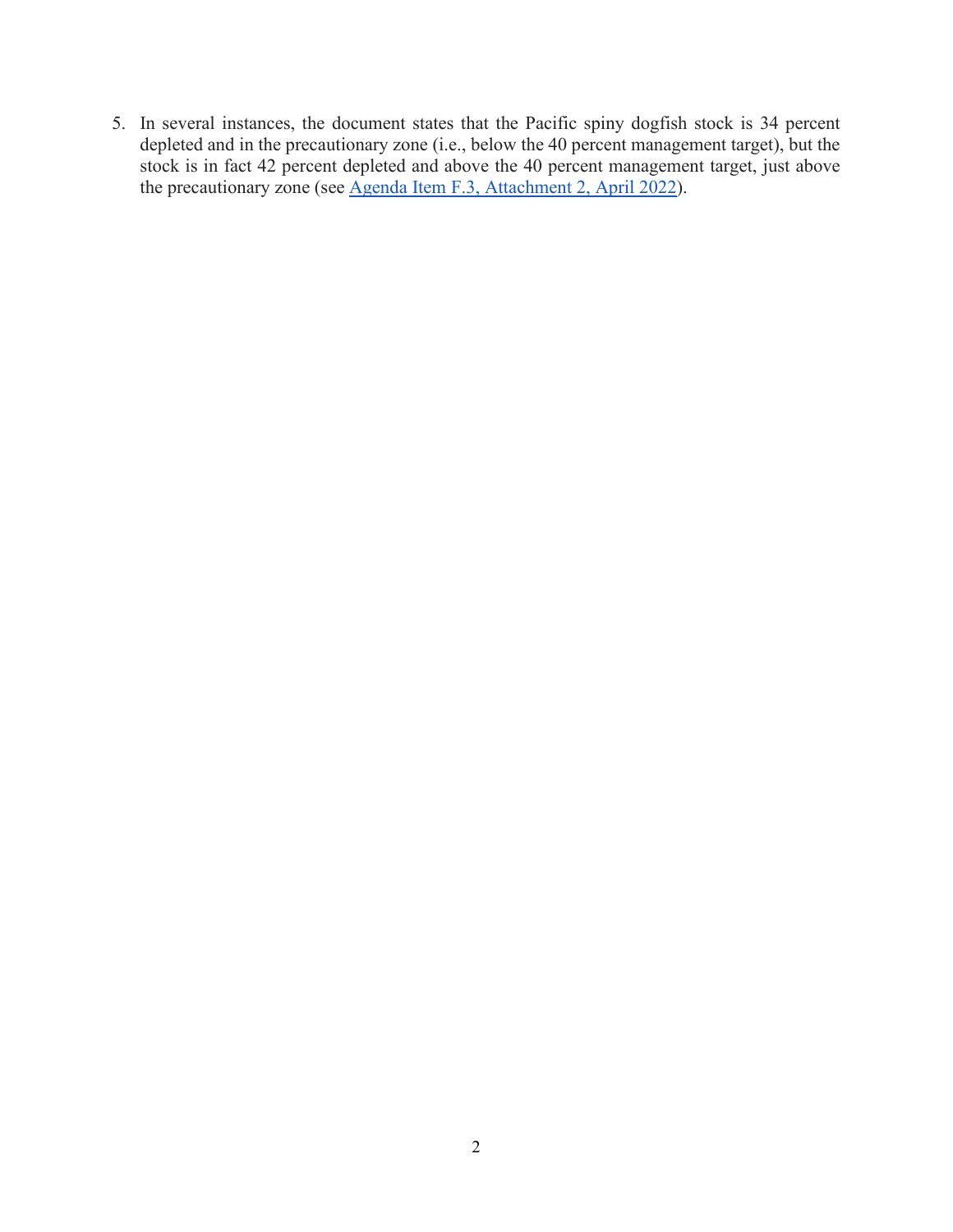5. In several instances, the document states that the Pacific spiny dogfish stock is 34 percent depleted and in the precautionary zone (i.e., below the 40 percent management target), but the stock is in fact 42 percent depleted and above the 40 percent management target, just above the precautionary zone (see Agenda Item F.3, Attachment 2, April 2022).